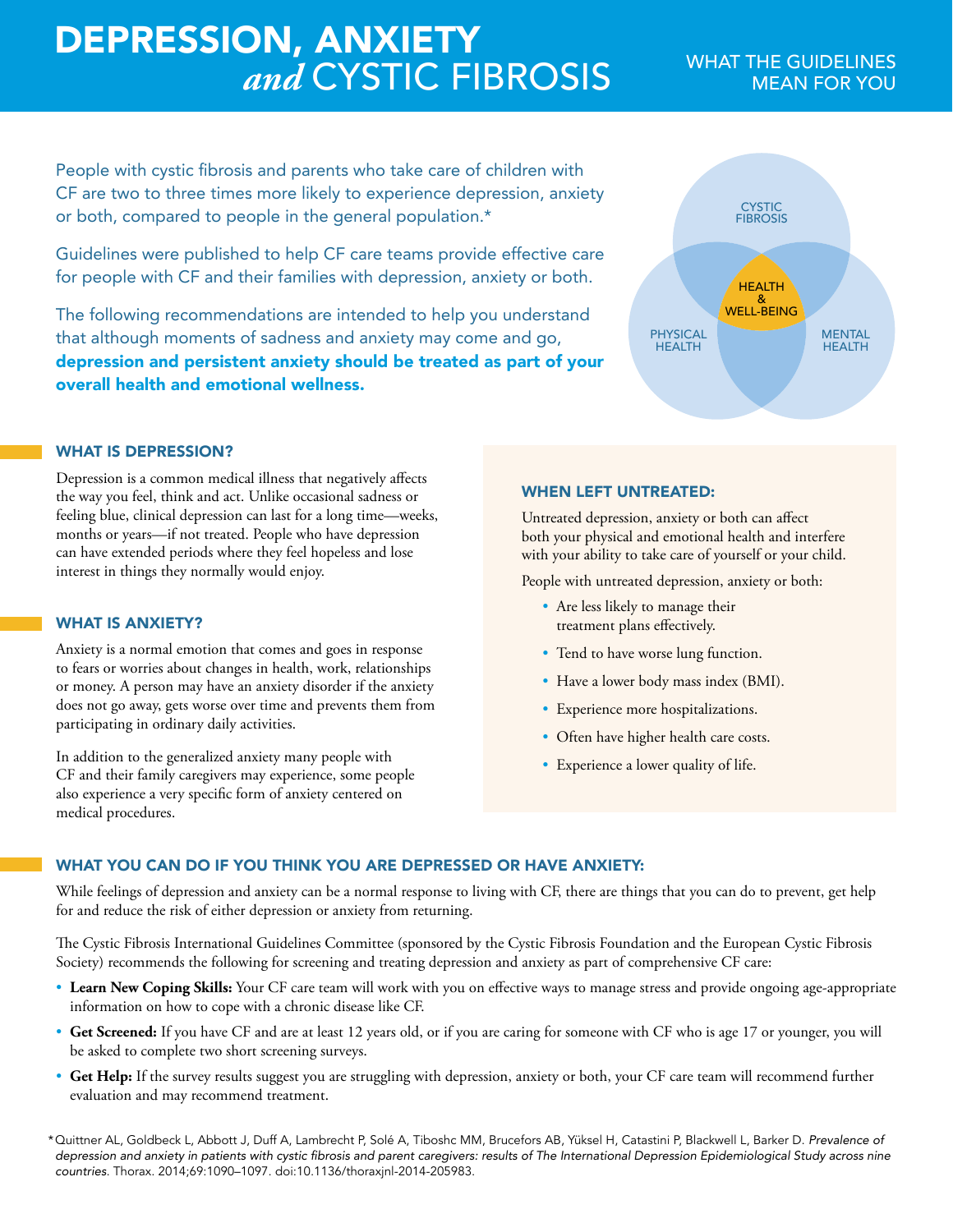# DEPRESSION, ANXIETY *and* CYSTIC FIBROSIS

WHAT THE GUIDELINES MEAN FOR YOU

People with cystic fibrosis and parents who take care of children with CF are two to three times more likely to experience depression, anxiety or both, compared to people in the general population.*

Guidelines were published to help CF care teams provide effective care for people with CF and their families with depression, anxiety or both.

The following recommendations are intended to help you understand that although moments of sadness and anxiety may come and go, **depression and persistent anxiety should be treated as part of your overall health and emotional wellness.**

CYSTIC FIBROSIS

HEALTH & WELL-BEING

PHYSICAL HEALTH

MENTAL HEALTH

## WHAT IS DEPRESSION?

Depression is a common medical illness that negatively affects the way you feel, think and act. Unlike occasional sadness or feeling blue, clinical depression can last for a long time—weeks, months or years—if not treated. People who have depression can have extended periods where they feel hopeless and lose interest in things they normally would enjoy.

## WHAT IS ANXIETY?

Anxiety is a normal emotion that comes and goes in response to fears or worries about changes in health, work, relationships or money. A person may have an anxiety disorder if the anxiety does not go away, gets worse over time and prevents them from participating in ordinary daily activities.

In addition to the generalized anxiety many people with CF and their family caregivers may experience, some people also experience a very specific form of anxiety centered on medical procedures.

## WHEN LEFT UNTREATED:

Untreated depression, anxiety or both can affect both your physical and emotional health and interfere with your ability to take care of yourself or your child.

People with untreated depression, anxiety or both:

- Are less likely to manage their treatment plans effectively.
- Tend to have worse lung function.
- Have a lower body mass index (BMI).
- Experience more hospitalizations.
- Often have higher health care costs.
- Experience a lower quality of life.

## WHAT YOU CAN DO IF YOU THINK YOU ARE DEPRESSED OR HAVE ANXIETY:

While feelings of depression and anxiety can be a normal response to living with CF, there are things that you can do to prevent, get help for and reduce the risk of either depression or anxiety from returning.

The Cystic Fibrosis International Guidelines Committee (sponsored by the Cystic Fibrosis Foundation and the European Cystic Fibrosis Society) recommends the following for screening and treating depression and anxiety as part of comprehensive CF care:

- **Learn New Coping Skills:** Your CF care team will work with you on effective ways to manage stress and provide ongoing age-appropriate information on how to cope with a chronic disease like CF.
- **Get Screened:** If you have CF and are at least 12 years old, or if you are caring for someone with CF who is age 17 or younger, you will be asked to complete two short screening surveys.
- **Get Help:** If the survey results suggest you are struggling with depression, anxiety or both, your CF care team will recommend further evaluation and may recommend treatment.

*Quittner AL, Goldbeck L, Abbott J, Duff A, Lambrecht P, Solé A, Tiboshc MM, Brucefors AB, Yüksel H, Catastini P, Blackwell L, Barker D. *Prevalence of depression and anxiety in patients with cystic fibrosis and parent caregivers: results of The International Depression Epidemiological Study across nine countries*. Thorax. 2014;69:1090–1097. doi:10.1136/thoraxjnl-2014-205983.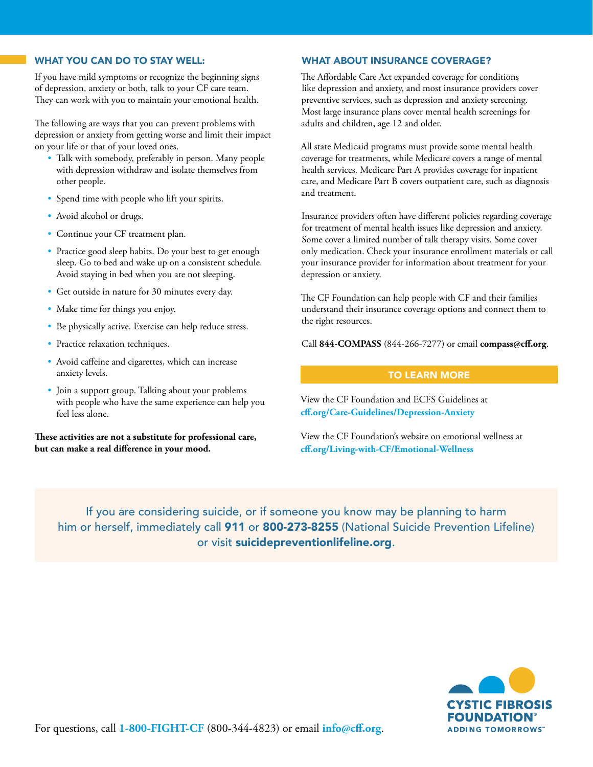## WHAT YOU CAN DO TO STAY WELL:

If you have mild symptoms or recognize the beginning signs of depression, anxiety or both, talk to your CF care team. They can work with you to maintain your emotional health.

The following are ways that you can prevent problems with depression or anxiety from getting worse and limit their impact on your life or that of your loved ones.

- Talk with somebody, preferably in person. Many people with depression withdraw and isolate themselves from other people.
- Spend time with people who lift your spirits.
- Avoid alcohol or drugs.
- Continue your CF treatment plan.
- Practice good sleep habits. Do your best to get enough sleep. Go to bed and wake up on a consistent schedule. Avoid staying in bed when you are not sleeping.
- Get outside in nature for 30 minutes every day.
- Make time for things you enjoy.
- Be physically active. Exercise can help reduce stress.
- Practice relaxation techniques.
- Avoid caffeine and cigarettes, which can increase anxiety levels.
- Join a support group. Talking about your problems with people who have the same experience can help you feel less alone.

**These activities are not a substitute for professional care, but can make a real difference in your mood.**

## WHAT ABOUT INSURANCE COVERAGE?

The Affordable Care Act expanded coverage for conditions like depression and anxiety, and most insurance providers cover preventive services, such as depression and anxiety screening. Most large insurance plans cover mental health screenings for adults and children, age 12 and older.

All state Medicaid programs must provide some mental health coverage for treatments, while Medicare covers a range of mental health services. Medicare Part A provides coverage for inpatient care, and Medicare Part B covers outpatient care, such as diagnosis and treatment.

Insurance providers often have different policies regarding coverage for treatment of mental health issues like depression and anxiety. Some cover a limited number of talk therapy visits. Some cover only medication. Check your insurance enrollment materials or call your insurance provider for information about treatment for your depression or anxiety.

The CF Foundation can help people with CF and their families understand their insurance coverage options and connect them to the right resources.

Call **844-COMPASS** (844-266-7277) or email **compass@cff.org**.

## TO LEARN MORE

View the CF Foundation and ECFS Guidelines at **cff.org/Care-Guidelines/Depression-Anxiety**

View the CF Foundation's website on emotional wellness at **cff.org/Living-with-CF/Emotional-Wellness**

If you are considering suicide, or if someone you know may be planning to harm him or herself, immediately call **911** or **800-273-8255** (National Suicide Prevention Lifeline) or visit **suicidepreventionlifeline.org**.

For questions, call **1-800-FIGHT-CF** (800-344-4823) or email **info@cff.org**.

CYSTIC FIBROSIS FOUNDATION®
ADDING TOMORROWS™